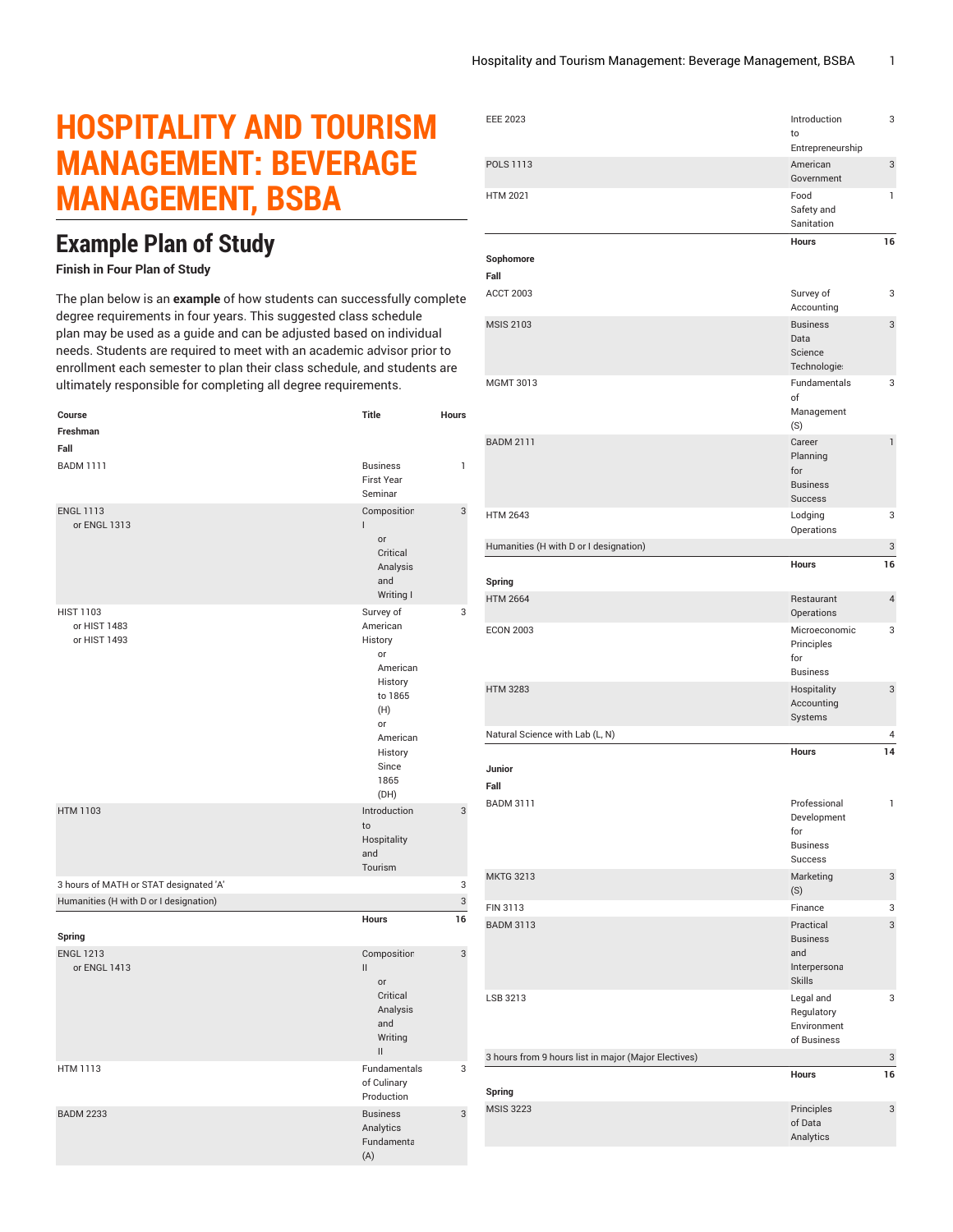# HOSPITALITY AND TOURISM MANAGEMENT: BEVERAGE MANAGEMENT, BSBA

## Example Plan of Study

**Finish in Four Plan of Study**

The plan below is an **example** of how students can successfully complete degree requirements in four years. This suggested class schedule plan may be used as a guide and can be adjusted based on individual needs. Students are required to meet with an academic advisor prior to enrollment each semester to plan their class schedule, and students are ultimately responsible for completing all degree requirements.

| Course | Title | Hours |
|---|---|---|
| **Freshman** | | |
| **Fall** | | |
| BADM 1111 | Business First Year Seminar | 1 |
| ENGL 1113 or ENGL 1313 | Composition I or Critical Analysis and Writing I | 3 |
| HIST 1103 or HIST 1483 or HIST 1493 | Survey of American History or American History to 1865 (H) or American History Since 1865 (DH) | 3 |
| HTM 1103 | Introduction to Hospitality and Tourism | 3 |
| 3 hours of MATH or STAT designated 'A' | | 3 |
| Humanities (H with D or I designation) | | 3 |
| | **Hours** | **16** |
| **Spring** | | |
| ENGL 1213 or ENGL 1413 | Composition II or Critical Analysis and Writing II | 3 |
| HTM 1113 | Fundamentals of Culinary Production | 3 |
| BADM 2233 | Business Analytics Fundamental (A) | 3 |
| EEE 2023 | Introduction to Entrepreneurship | 3 |
| POLS 1113 | American Government | 3 |
| HTM 2021 | Food Safety and Sanitation | 1 |
| | **Hours** | **16** |
| **Sophomore** | | |
| **Fall** | | |
| ACCT 2003 | Survey of Accounting | 3 |
| MSIS 2103 | Business Data Science Technologies | 3 |
| MGMT 3013 | Fundamentals of Management (S) | 3 |
| BADM 2111 | Career Planning for Business Success | 1 |
| HTM 2643 | Lodging Operations | 3 |
| Humanities (H with D or I designation) | | 3 |
| | **Hours** | **16** |
| **Spring** | | |
| HTM 2664 | Restaurant Operations | 4 |
| ECON 2003 | Microeconomic Principles for Business | 3 |
| HTM 3283 | Hospitality Accounting Systems | 3 |
| Natural Science with Lab (L, N) | | 4 |
| | **Hours** | **14** |
| **Junior** | | |
| **Fall** | | |
| BADM 3111 | Professional Development for Business Success | 1 |
| MKTG 3213 | Marketing (S) | 3 |
| FIN 3113 | Finance | 3 |
| BADM 3113 | Practical Business and Interpersonal Skills | 3 |
| LSB 3213 | Legal and Regulatory Environment of Business | 3 |
| 3 hours from 9 hours list in major (Major Electives) | | 3 |
| | **Hours** | **16** |
| **Spring** | | |
| MSIS 3223 | Principles of Data Analytics | 3 |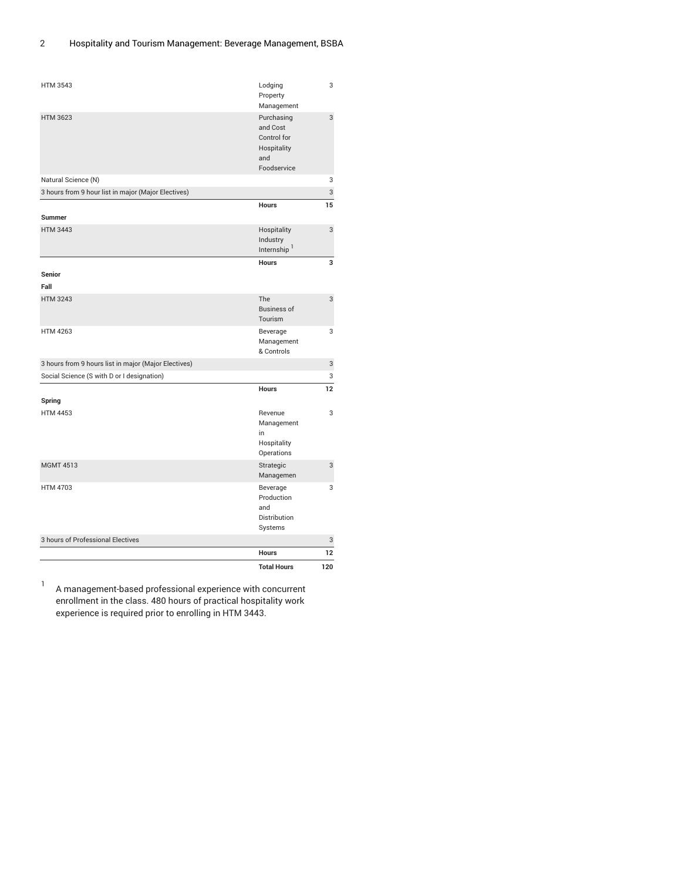| | | |
|---|---|---|
| HTM 3543 | Lodging Property Management | 3 |
| HTM 3623 | Purchasing and Cost Control for Hospitality and Foodservice | 3 |
| Natural Science (N) | | 3 |
| 3 hours from 9 hour list in major (Major Electives) | | 3 |
| | **Hours** | **15** |
| **Summer** | | |
| HTM 3443 | Hospitality Industry Internship [1] | 3 |
| | **Hours** | **3** |
| **Senior** | | |
| **Fall** | | |
| HTM 3243 | The Business of Tourism | 3 |
| HTM 4263 | Beverage Management & Controls | 3 |
| 3 hours from 9 hours list in major (Major Electives) | | 3 |
| Social Science (S with D or I designation) | | 3 |
| | **Hours** | **12** |
| **Spring** | | |
| HTM 4453 | Revenue Management in Hospitality Operations | 3 |
| MGMT 4513 | Strategic Managemen | 3 |
| HTM 4703 | Beverage Production and Distribution Systems | 3 |
| 3 hours of Professional Electives | | 3 |
| | **Hours** | **12** |
| | **Total Hours** | **120** |

1. A management-based professional experience with concurrent enrollment in the class. 480 hours of practical hospitality work experience is required prior to enrolling in HTM 3443.